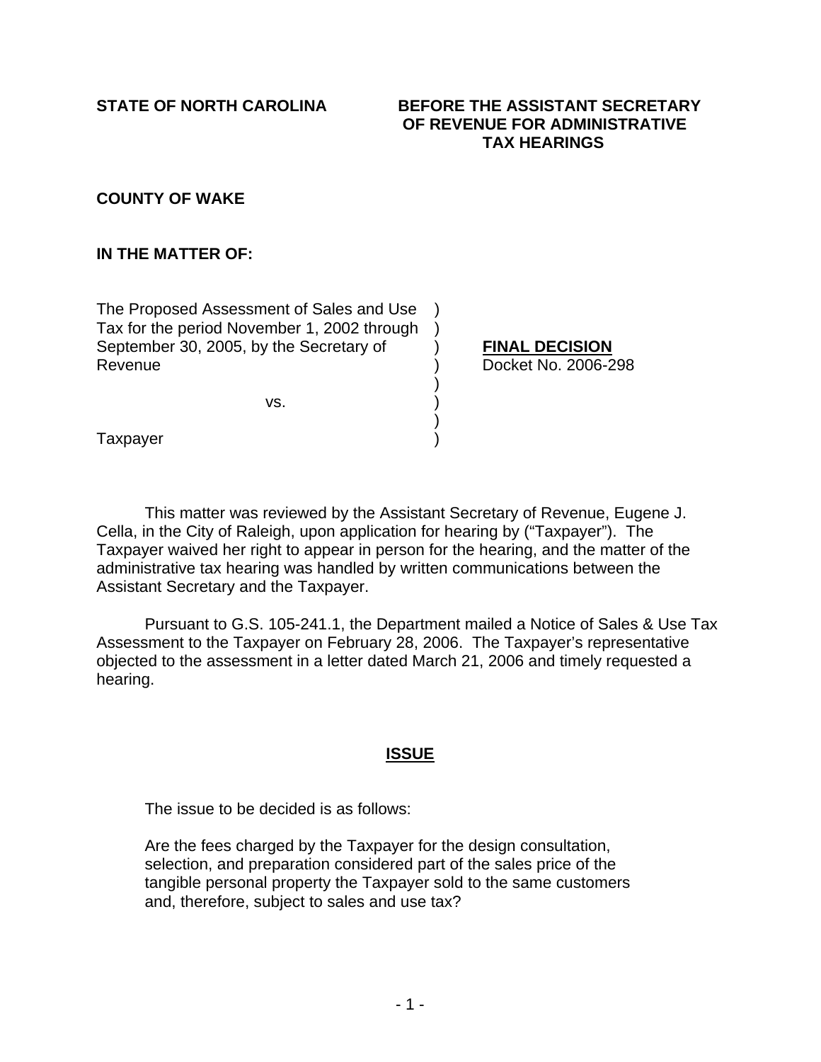**STATE OF NORTH CAROLINA** **BEFORE THE ASSISTANT SECRETARY OF REVENUE FOR ADMINISTRATIVE TAX HEARINGS**

**COUNTY OF WAKE**

**IN THE MATTER OF:**

| | | |
|---|---|---|
| The Proposed Assessment of Sales and Use Tax for the period November 1, 2002 through September 30, 2005, by the Secretary of Revenue | ) | **FINAL DECISION** |
| | ) | Docket No. 2006-298 |
| vs. | ) | |
| Taxpayer | ) | |

This matter was reviewed by the Assistant Secretary of Revenue, Eugene J. Cella, in the City of Raleigh, upon application for hearing by ("Taxpayer"). The Taxpayer waived her right to appear in person for the hearing, and the matter of the administrative tax hearing was handled by written communications between the Assistant Secretary and the Taxpayer.

Pursuant to G.S. 105-241.1, the Department mailed a Notice of Sales & Use Tax Assessment to the Taxpayer on February 28, 2006. The Taxpayer's representative objected to the assessment in a letter dated March 21, 2006 and timely requested a hearing.

## ISSUE

The issue to be decided is as follows:

> Are the fees charged by the Taxpayer for the design consultation, selection, and preparation considered part of the sales price of the tangible personal property the Taxpayer sold to the same customers and, therefore, subject to sales and use tax?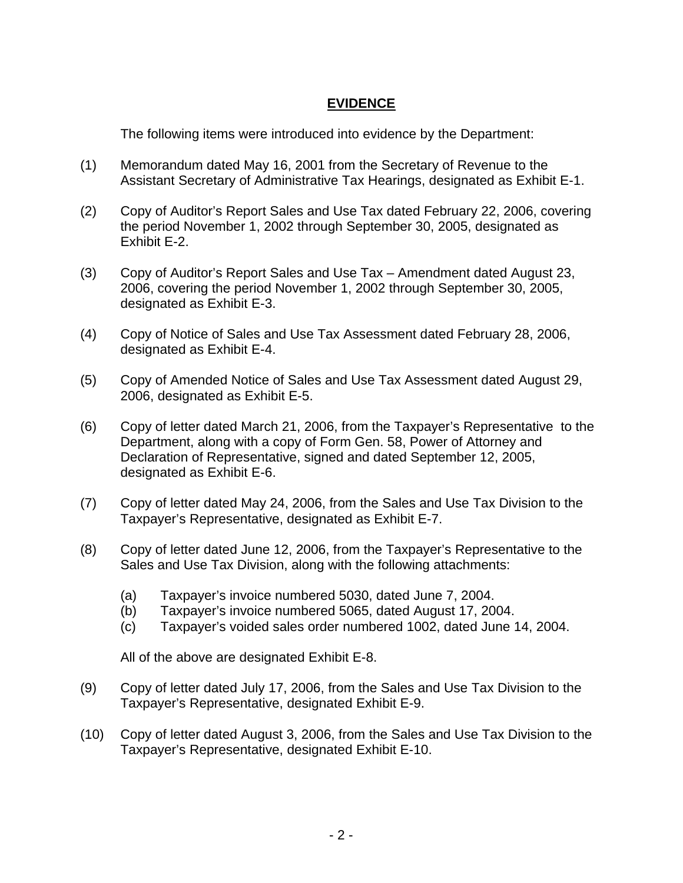## EVIDENCE

The following items were introduced into evidence by the Department:

(1) Memorandum dated May 16, 2001 from the Secretary of Revenue to the Assistant Secretary of Administrative Tax Hearings, designated as Exhibit E-1.

(2) Copy of Auditor's Report Sales and Use Tax dated February 22, 2006, covering the period November 1, 2002 through September 30, 2005, designated as Exhibit E-2.

(3) Copy of Auditor's Report Sales and Use Tax – Amendment dated August 23, 2006, covering the period November 1, 2002 through September 30, 2005, designated as Exhibit E-3.

(4) Copy of Notice of Sales and Use Tax Assessment dated February 28, 2006, designated as Exhibit E-4.

(5) Copy of Amended Notice of Sales and Use Tax Assessment dated August 29, 2006, designated as Exhibit E-5.

(6) Copy of letter dated March 21, 2006, from the Taxpayer's Representative to the Department, along with a copy of Form Gen. 58, Power of Attorney and Declaration of Representative, signed and dated September 12, 2005, designated as Exhibit E-6.

(7) Copy of letter dated May 24, 2006, from the Sales and Use Tax Division to the Taxpayer's Representative, designated as Exhibit E-7.

(8) Copy of letter dated June 12, 2006, from the Taxpayer's Representative to the Sales and Use Tax Division, along with the following attachments:

   (a) Taxpayer's invoice numbered 5030, dated June 7, 2004.
   (b) Taxpayer's invoice numbered 5065, dated August 17, 2004.
   (c) Taxpayer's voided sales order numbered 1002, dated June 14, 2004.

   All of the above are designated Exhibit E-8.

(9) Copy of letter dated July 17, 2006, from the Sales and Use Tax Division to the Taxpayer's Representative, designated Exhibit E-9.

(10) Copy of letter dated August 3, 2006, from the Sales and Use Tax Division to the Taxpayer's Representative, designated Exhibit E-10.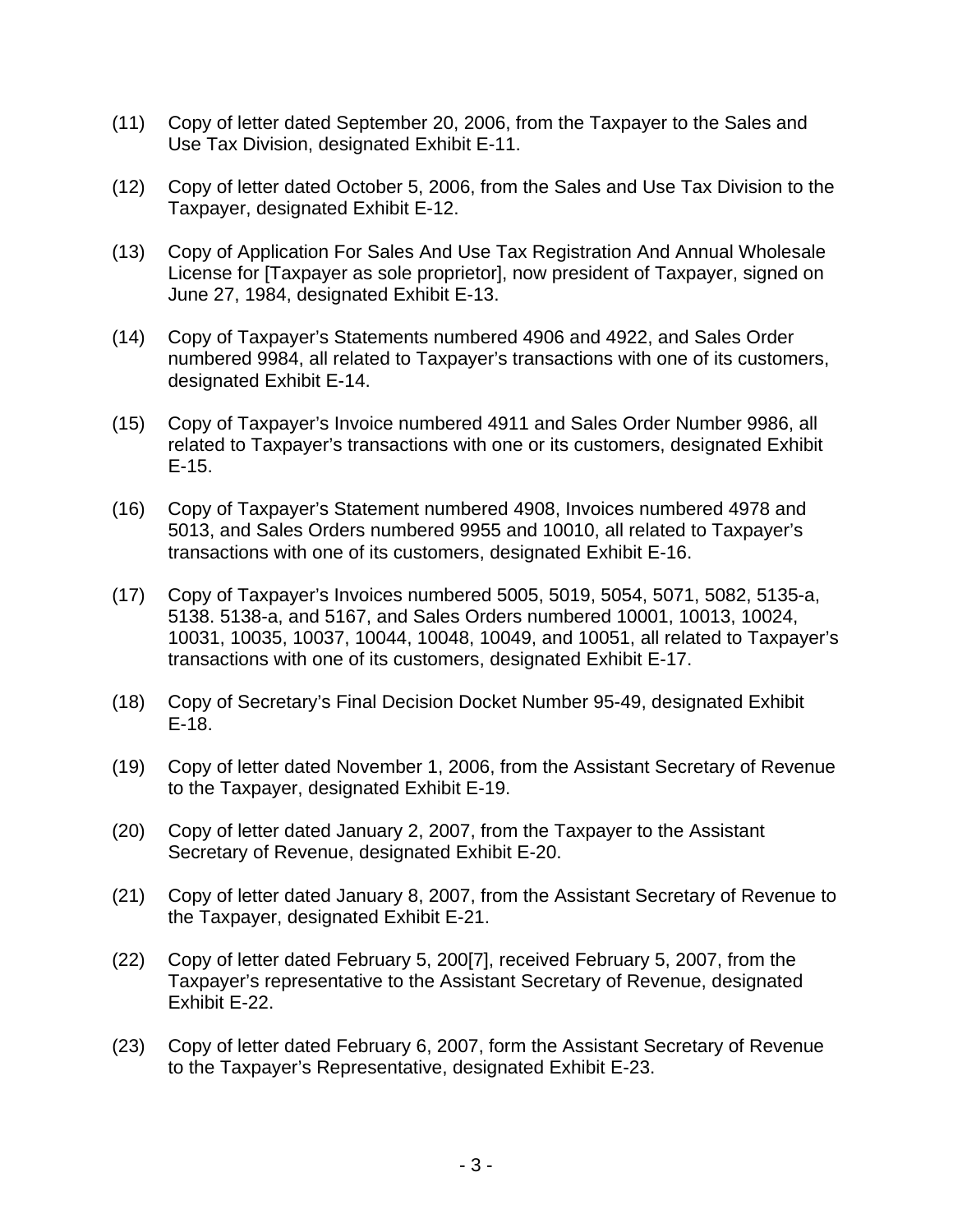(11) Copy of letter dated September 20, 2006, from the Taxpayer to the Sales and Use Tax Division, designated Exhibit E-11.

(12) Copy of letter dated October 5, 2006, from the Sales and Use Tax Division to the Taxpayer, designated Exhibit E-12.

(13) Copy of Application For Sales And Use Tax Registration And Annual Wholesale License for [Taxpayer as sole proprietor], now president of Taxpayer, signed on June 27, 1984, designated Exhibit E-13.

(14) Copy of Taxpayer's Statements numbered 4906 and 4922, and Sales Order numbered 9984, all related to Taxpayer's transactions with one of its customers, designated Exhibit E-14.

(15) Copy of Taxpayer's Invoice numbered 4911 and Sales Order Number 9986, all related to Taxpayer's transactions with one or its customers, designated Exhibit E-15.

(16) Copy of Taxpayer's Statement numbered 4908, Invoices numbered 4978 and 5013, and Sales Orders numbered 9955 and 10010, all related to Taxpayer's transactions with one of its customers, designated Exhibit E-16.

(17) Copy of Taxpayer's Invoices numbered 5005, 5019, 5054, 5071, 5082, 5135-a, 5138. 5138-a, and 5167, and Sales Orders numbered 10001, 10013, 10024, 10031, 10035, 10037, 10044, 10048, 10049, and 10051, all related to Taxpayer's transactions with one of its customers, designated Exhibit E-17.

(18) Copy of Secretary's Final Decision Docket Number 95-49, designated Exhibit E-18.

(19) Copy of letter dated November 1, 2006, from the Assistant Secretary of Revenue to the Taxpayer, designated Exhibit E-19.

(20) Copy of letter dated January 2, 2007, from the Taxpayer to the Assistant Secretary of Revenue, designated Exhibit E-20.

(21) Copy of letter dated January 8, 2007, from the Assistant Secretary of Revenue to the Taxpayer, designated Exhibit E-21.

(22) Copy of letter dated February 5, 200[7], received February 5, 2007, from the Taxpayer's representative to the Assistant Secretary of Revenue, designated Exhibit E-22.

(23) Copy of letter dated February 6, 2007, form the Assistant Secretary of Revenue to the Taxpayer's Representative, designated Exhibit E-23.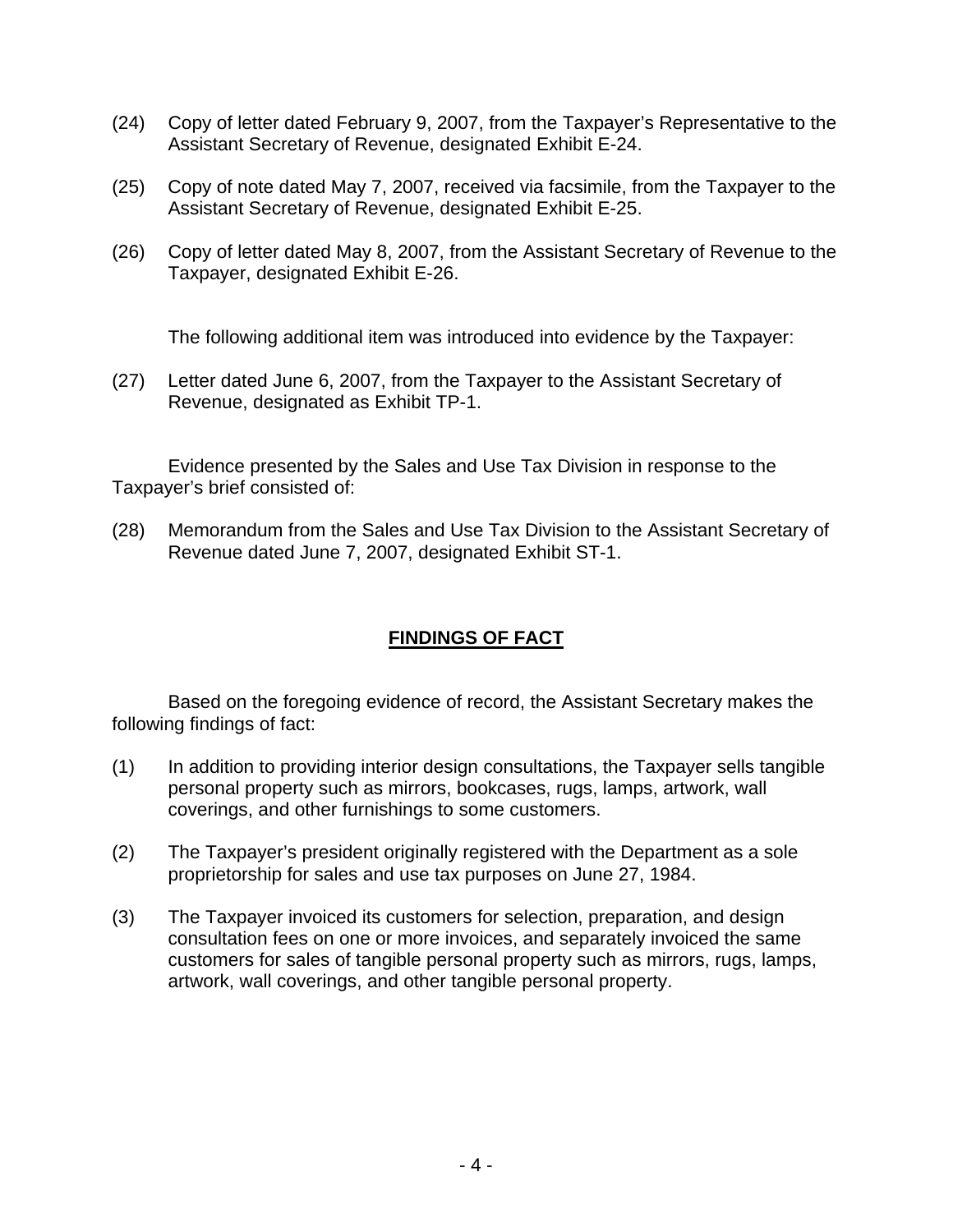(24) Copy of letter dated February 9, 2007, from the Taxpayer's Representative to the Assistant Secretary of Revenue, designated Exhibit E-24.

(25) Copy of note dated May 7, 2007, received via facsimile, from the Taxpayer to the Assistant Secretary of Revenue, designated Exhibit E-25.

(26) Copy of letter dated May 8, 2007, from the Assistant Secretary of Revenue to the Taxpayer, designated Exhibit E-26.

The following additional item was introduced into evidence by the Taxpayer:

(27) Letter dated June 6, 2007, from the Taxpayer to the Assistant Secretary of Revenue, designated as Exhibit TP-1.

Evidence presented by the Sales and Use Tax Division in response to the Taxpayer's brief consisted of:

(28) Memorandum from the Sales and Use Tax Division to the Assistant Secretary of Revenue dated June 7, 2007, designated Exhibit ST-1.

## **FINDINGS OF FACT**

Based on the foregoing evidence of record, the Assistant Secretary makes the following findings of fact:

(1) In addition to providing interior design consultations, the Taxpayer sells tangible personal property such as mirrors, bookcases, rugs, lamps, artwork, wall coverings, and other furnishings to some customers.

(2) The Taxpayer's president originally registered with the Department as a sole proprietorship for sales and use tax purposes on June 27, 1984.

(3) The Taxpayer invoiced its customers for selection, preparation, and design consultation fees on one or more invoices, and separately invoiced the same customers for sales of tangible personal property such as mirrors, rugs, lamps, artwork, wall coverings, and other tangible personal property.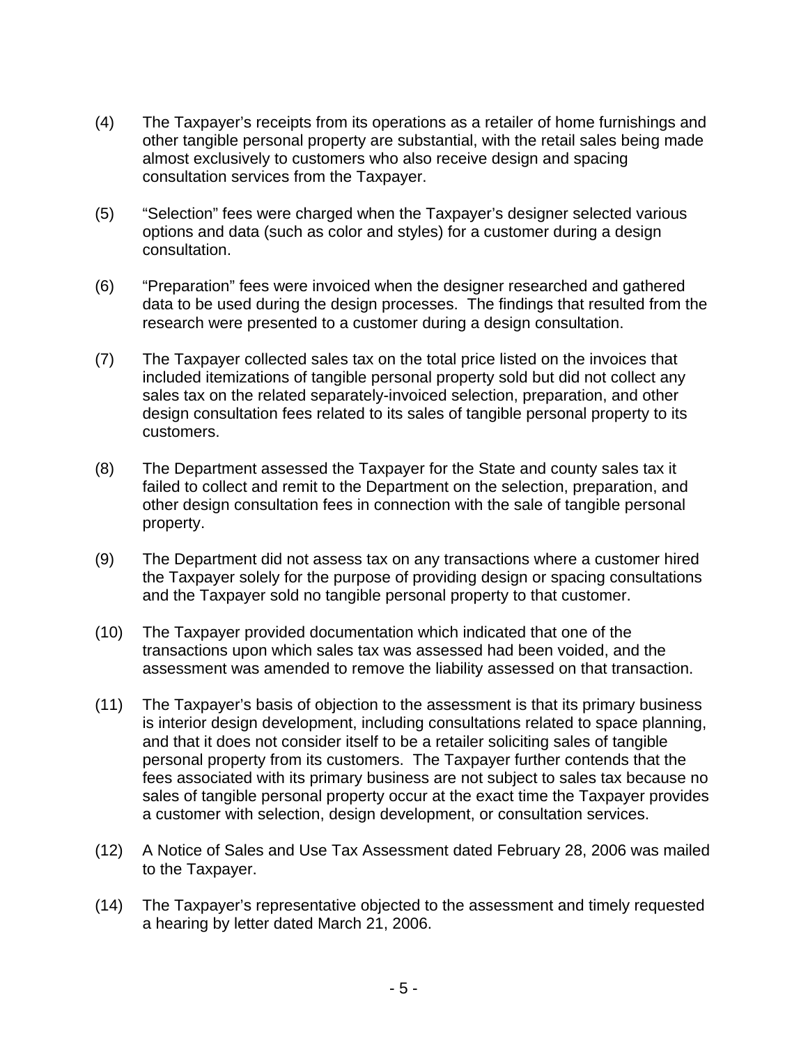(4) The Taxpayer's receipts from its operations as a retailer of home furnishings and other tangible personal property are substantial, with the retail sales being made almost exclusively to customers who also receive design and spacing consultation services from the Taxpayer.

(5) "Selection" fees were charged when the Taxpayer's designer selected various options and data (such as color and styles) for a customer during a design consultation.

(6) "Preparation" fees were invoiced when the designer researched and gathered data to be used during the design processes. The findings that resulted from the research were presented to a customer during a design consultation.

(7) The Taxpayer collected sales tax on the total price listed on the invoices that included itemizations of tangible personal property sold but did not collect any sales tax on the related separately-invoiced selection, preparation, and other design consultation fees related to its sales of tangible personal property to its customers.

(8) The Department assessed the Taxpayer for the State and county sales tax it failed to collect and remit to the Department on the selection, preparation, and other design consultation fees in connection with the sale of tangible personal property.

(9) The Department did not assess tax on any transactions where a customer hired the Taxpayer solely for the purpose of providing design or spacing consultations and the Taxpayer sold no tangible personal property to that customer.

(10) The Taxpayer provided documentation which indicated that one of the transactions upon which sales tax was assessed had been voided, and the assessment was amended to remove the liability assessed on that transaction.

(11) The Taxpayer's basis of objection to the assessment is that its primary business is interior design development, including consultations related to space planning, and that it does not consider itself to be a retailer soliciting sales of tangible personal property from its customers. The Taxpayer further contends that the fees associated with its primary business are not subject to sales tax because no sales of tangible personal property occur at the exact time the Taxpayer provides a customer with selection, design development, or consultation services.

(12) A Notice of Sales and Use Tax Assessment dated February 28, 2006 was mailed to the Taxpayer.

(14) The Taxpayer's representative objected to the assessment and timely requested a hearing by letter dated March 21, 2006.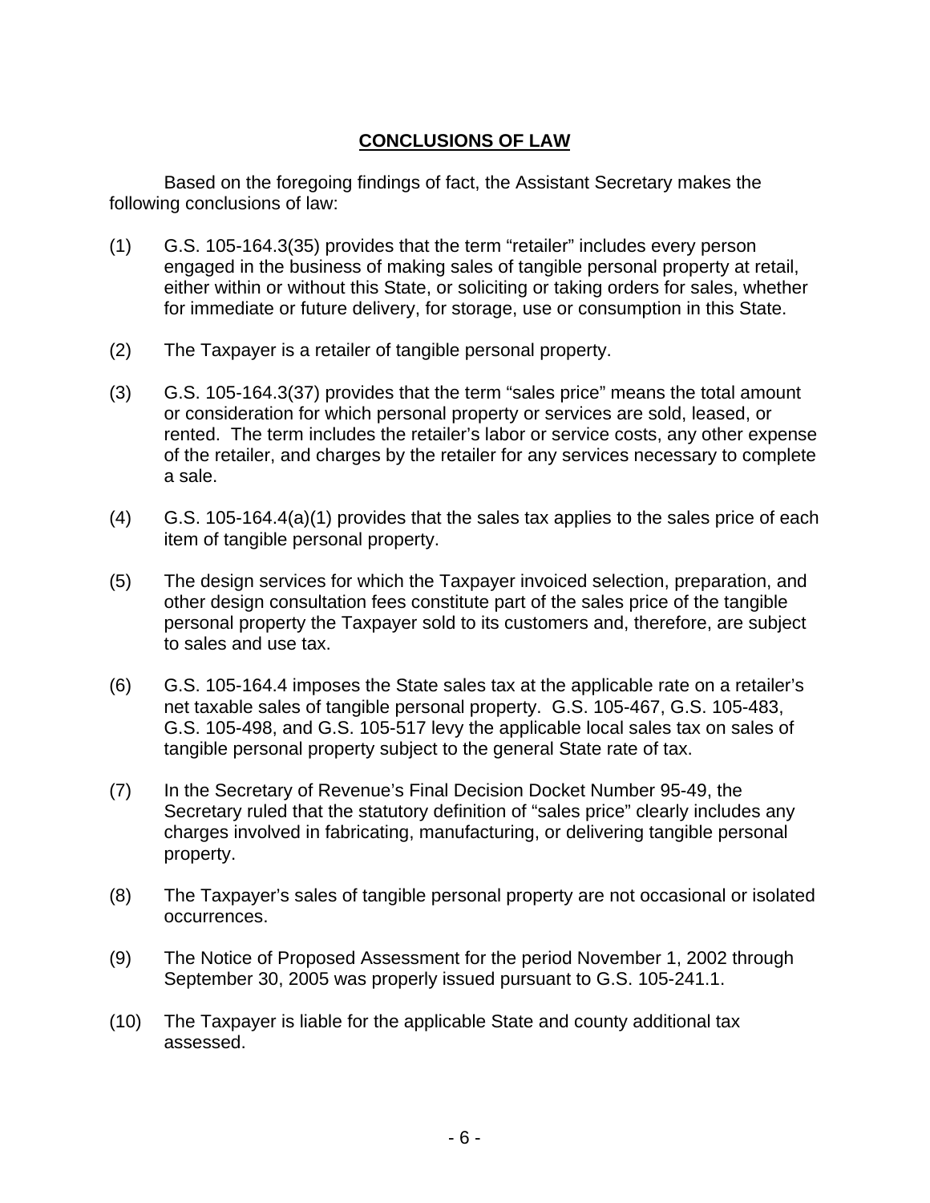## CONCLUSIONS OF LAW

Based on the foregoing findings of fact, the Assistant Secretary makes the following conclusions of law:

(1) G.S. 105-164.3(35) provides that the term "retailer" includes every person engaged in the business of making sales of tangible personal property at retail, either within or without this State, or soliciting or taking orders for sales, whether for immediate or future delivery, for storage, use or consumption in this State.

(2) The Taxpayer is a retailer of tangible personal property.

(3) G.S. 105-164.3(37) provides that the term "sales price" means the total amount or consideration for which personal property or services are sold, leased, or rented. The term includes the retailer's labor or service costs, any other expense of the retailer, and charges by the retailer for any services necessary to complete a sale.

(4) G.S. 105-164.4(a)(1) provides that the sales tax applies to the sales price of each item of tangible personal property.

(5) The design services for which the Taxpayer invoiced selection, preparation, and other design consultation fees constitute part of the sales price of the tangible personal property the Taxpayer sold to its customers and, therefore, are subject to sales and use tax.

(6) G.S. 105-164.4 imposes the State sales tax at the applicable rate on a retailer's net taxable sales of tangible personal property. G.S. 105-467, G.S. 105-483, G.S. 105-498, and G.S. 105-517 levy the applicable local sales tax on sales of tangible personal property subject to the general State rate of tax.

(7) In the Secretary of Revenue's Final Decision Docket Number 95-49, the Secretary ruled that the statutory definition of "sales price" clearly includes any charges involved in fabricating, manufacturing, or delivering tangible personal property.

(8) The Taxpayer's sales of tangible personal property are not occasional or isolated occurrences.

(9) The Notice of Proposed Assessment for the period November 1, 2002 through September 30, 2005 was properly issued pursuant to G.S. 105-241.1.

(10) The Taxpayer is liable for the applicable State and county additional tax assessed.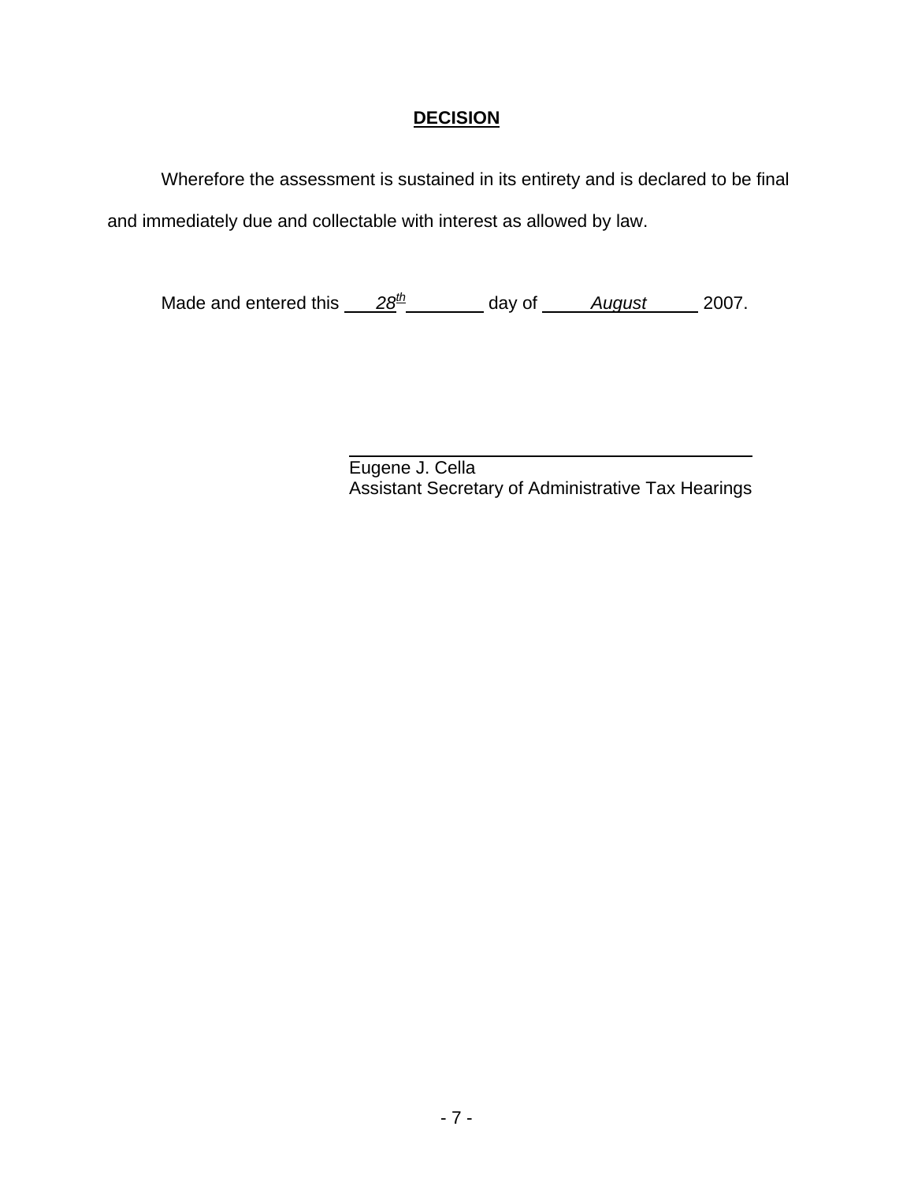## **DECISION**

Wherefore the assessment is sustained in its entirety and is declared to be final and immediately due and collectable with interest as allowed by law.

Made and entered this *28th* day of *August* 2007.

Eugene J. Cella
Assistant Secretary of Administrative Tax Hearings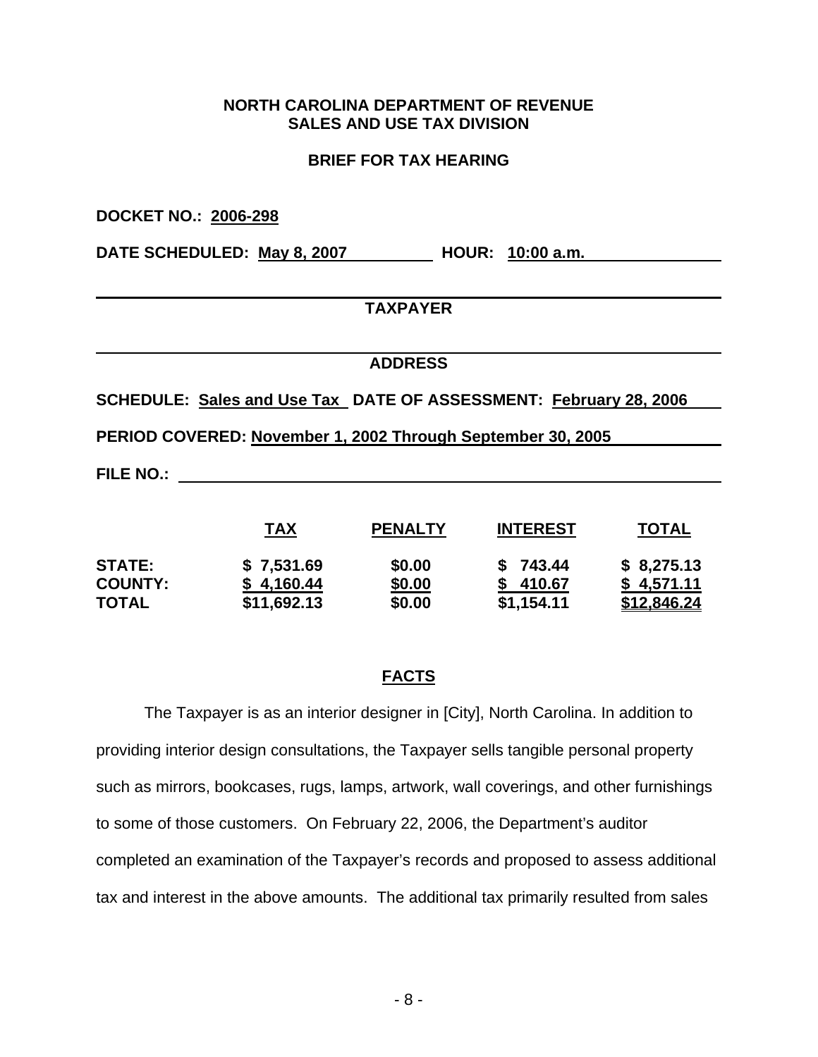**NORTH CAROLINA DEPARTMENT OF REVENUE**
**SALES AND USE TAX DIVISION**

**BRIEF FOR TAX HEARING**

**DOCKET NO.: 2006-298**

**DATE SCHEDULED: May 8, 2007 HOUR: 10:00 a.m.**

**TAXPAYER**

**ADDRESS**

**SCHEDULE: Sales and Use Tax DATE OF ASSESSMENT: February 28, 2006**

**PERIOD COVERED: November 1, 2002 Through September 30, 2005**

**FILE NO.:**

| | **TAX** | **PENALTY** | **INTEREST** | **TOTAL** |
|---|---|---|---|---|
| **STATE:** | $ 7,531.69 | $0.00 | $ 743.44 | $ 8,275.13 |
| **COUNTY:** | $ 4,160.44 | $0.00 | $ 410.67 | $ 4,571.11 |
| **TOTAL** | $11,692.13 | $0.00 | $1,154.11 | $12,846.24 |

## FACTS

The Taxpayer is as an interior designer in [City], North Carolina. In addition to providing interior design consultations, the Taxpayer sells tangible personal property such as mirrors, bookcases, rugs, lamps, artwork, wall coverings, and other furnishings to some of those customers. On February 22, 2006, the Department's auditor completed an examination of the Taxpayer's records and proposed to assess additional tax and interest in the above amounts. The additional tax primarily resulted from sales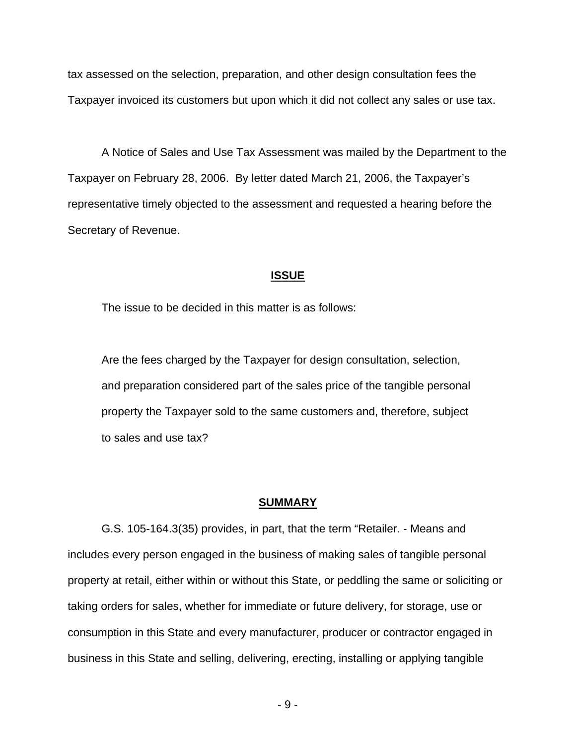tax assessed on the selection, preparation, and other design consultation fees the Taxpayer invoiced its customers but upon which it did not collect any sales or use tax.

A Notice of Sales and Use Tax Assessment was mailed by the Department to the Taxpayer on February 28, 2006. By letter dated March 21, 2006, the Taxpayer's representative timely objected to the assessment and requested a hearing before the Secretary of Revenue.

## ISSUE

The issue to be decided in this matter is as follows:

Are the fees charged by the Taxpayer for design consultation, selection, and preparation considered part of the sales price of the tangible personal property the Taxpayer sold to the same customers and, therefore, subject to sales and use tax?

## SUMMARY

G.S. 105-164.3(35) provides, in part, that the term "Retailer. - Means and includes every person engaged in the business of making sales of tangible personal property at retail, either within or without this State, or peddling the same or soliciting or taking orders for sales, whether for immediate or future delivery, for storage, use or consumption in this State and every manufacturer, producer or contractor engaged in business in this State and selling, delivering, erecting, installing or applying tangible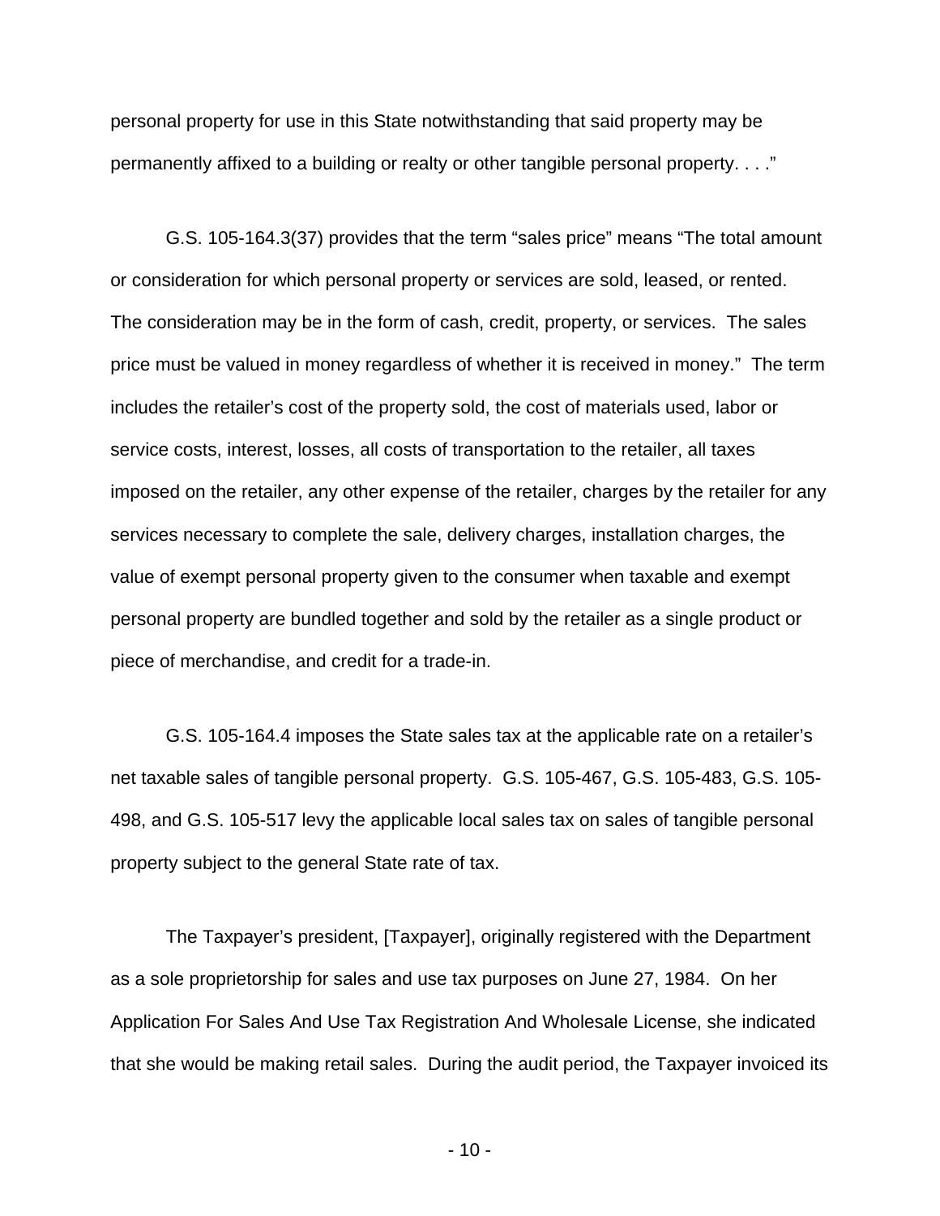personal property for use in this State notwithstanding that said property may be permanently affixed to a building or realty or other tangible personal property. . . ."

G.S. 105-164.3(37) provides that the term "sales price" means "The total amount or consideration for which personal property or services are sold, leased, or rented. The consideration may be in the form of cash, credit, property, or services. The sales price must be valued in money regardless of whether it is received in money." The term includes the retailer's cost of the property sold, the cost of materials used, labor or service costs, interest, losses, all costs of transportation to the retailer, all taxes imposed on the retailer, any other expense of the retailer, charges by the retailer for any services necessary to complete the sale, delivery charges, installation charges, the value of exempt personal property given to the consumer when taxable and exempt personal property are bundled together and sold by the retailer as a single product or piece of merchandise, and credit for a trade-in.

G.S. 105-164.4 imposes the State sales tax at the applicable rate on a retailer's net taxable sales of tangible personal property. G.S. 105-467, G.S. 105-483, G.S. 105-498, and G.S. 105-517 levy the applicable local sales tax on sales of tangible personal property subject to the general State rate of tax.

The Taxpayer's president, [Taxpayer], originally registered with the Department as a sole proprietorship for sales and use tax purposes on June 27, 1984. On her Application For Sales And Use Tax Registration And Wholesale License, she indicated that she would be making retail sales. During the audit period, the Taxpayer invoiced its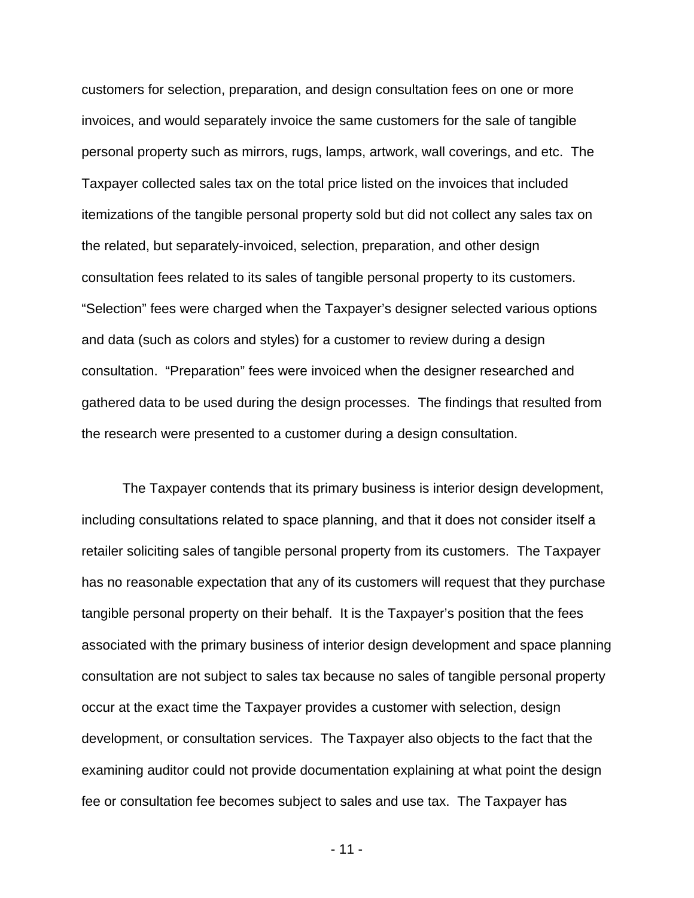customers for selection, preparation, and design consultation fees on one or more invoices, and would separately invoice the same customers for the sale of tangible personal property such as mirrors, rugs, lamps, artwork, wall coverings, and etc. The Taxpayer collected sales tax on the total price listed on the invoices that included itemizations of the tangible personal property sold but did not collect any sales tax on the related, but separately-invoiced, selection, preparation, and other design consultation fees related to its sales of tangible personal property to its customers. "Selection" fees were charged when the Taxpayer's designer selected various options and data (such as colors and styles) for a customer to review during a design consultation. "Preparation" fees were invoiced when the designer researched and gathered data to be used during the design processes. The findings that resulted from the research were presented to a customer during a design consultation.

The Taxpayer contends that its primary business is interior design development, including consultations related to space planning, and that it does not consider itself a retailer soliciting sales of tangible personal property from its customers. The Taxpayer has no reasonable expectation that any of its customers will request that they purchase tangible personal property on their behalf. It is the Taxpayer's position that the fees associated with the primary business of interior design development and space planning consultation are not subject to sales tax because no sales of tangible personal property occur at the exact time the Taxpayer provides a customer with selection, design development, or consultation services. The Taxpayer also objects to the fact that the examining auditor could not provide documentation explaining at what point the design fee or consultation fee becomes subject to sales and use tax. The Taxpayer has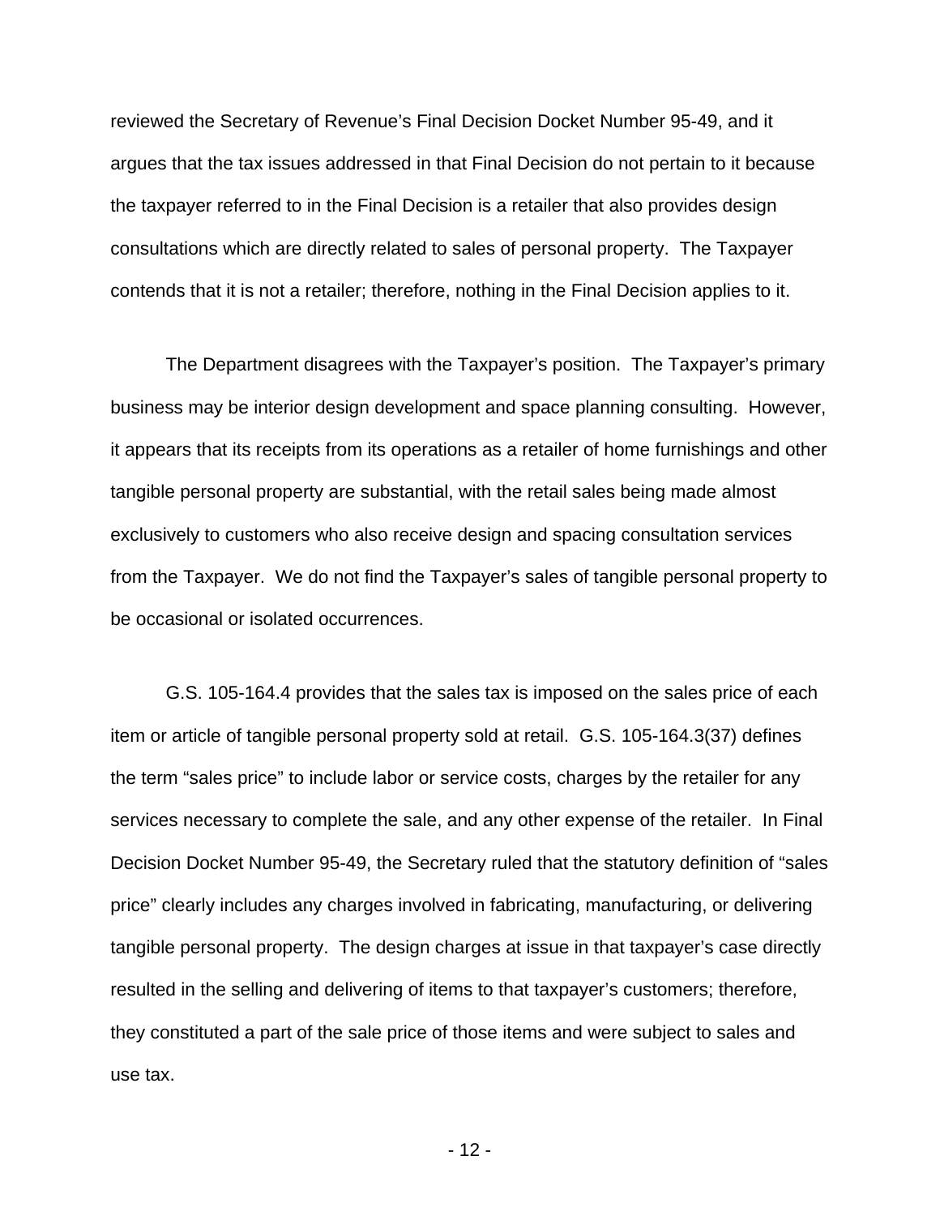reviewed the Secretary of Revenue's Final Decision Docket Number 95-49, and it argues that the tax issues addressed in that Final Decision do not pertain to it because the taxpayer referred to in the Final Decision is a retailer that also provides design consultations which are directly related to sales of personal property. The Taxpayer contends that it is not a retailer; therefore, nothing in the Final Decision applies to it.

The Department disagrees with the Taxpayer's position. The Taxpayer's primary business may be interior design development and space planning consulting. However, it appears that its receipts from its operations as a retailer of home furnishings and other tangible personal property are substantial, with the retail sales being made almost exclusively to customers who also receive design and spacing consultation services from the Taxpayer. We do not find the Taxpayer's sales of tangible personal property to be occasional or isolated occurrences.

G.S. 105-164.4 provides that the sales tax is imposed on the sales price of each item or article of tangible personal property sold at retail. G.S. 105-164.3(37) defines the term "sales price" to include labor or service costs, charges by the retailer for any services necessary to complete the sale, and any other expense of the retailer. In Final Decision Docket Number 95-49, the Secretary ruled that the statutory definition of "sales price" clearly includes any charges involved in fabricating, manufacturing, or delivering tangible personal property. The design charges at issue in that taxpayer's case directly resulted in the selling and delivering of items to that taxpayer's customers; therefore, they constituted a part of the sale price of those items and were subject to sales and use tax.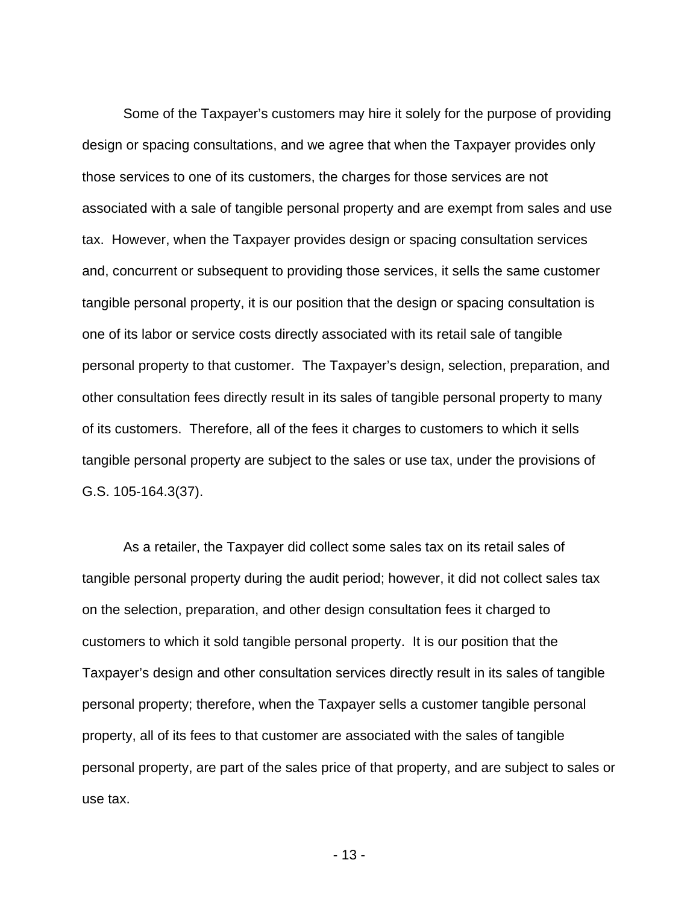Some of the Taxpayer's customers may hire it solely for the purpose of providing design or spacing consultations, and we agree that when the Taxpayer provides only those services to one of its customers, the charges for those services are not associated with a sale of tangible personal property and are exempt from sales and use tax. However, when the Taxpayer provides design or spacing consultation services and, concurrent or subsequent to providing those services, it sells the same customer tangible personal property, it is our position that the design or spacing consultation is one of its labor or service costs directly associated with its retail sale of tangible personal property to that customer. The Taxpayer's design, selection, preparation, and other consultation fees directly result in its sales of tangible personal property to many of its customers. Therefore, all of the fees it charges to customers to which it sells tangible personal property are subject to the sales or use tax, under the provisions of G.S. 105-164.3(37).

As a retailer, the Taxpayer did collect some sales tax on its retail sales of tangible personal property during the audit period; however, it did not collect sales tax on the selection, preparation, and other design consultation fees it charged to customers to which it sold tangible personal property. It is our position that the Taxpayer's design and other consultation services directly result in its sales of tangible personal property; therefore, when the Taxpayer sells a customer tangible personal property, all of its fees to that customer are associated with the sales of tangible personal property, are part of the sales price of that property, and are subject to sales or use tax.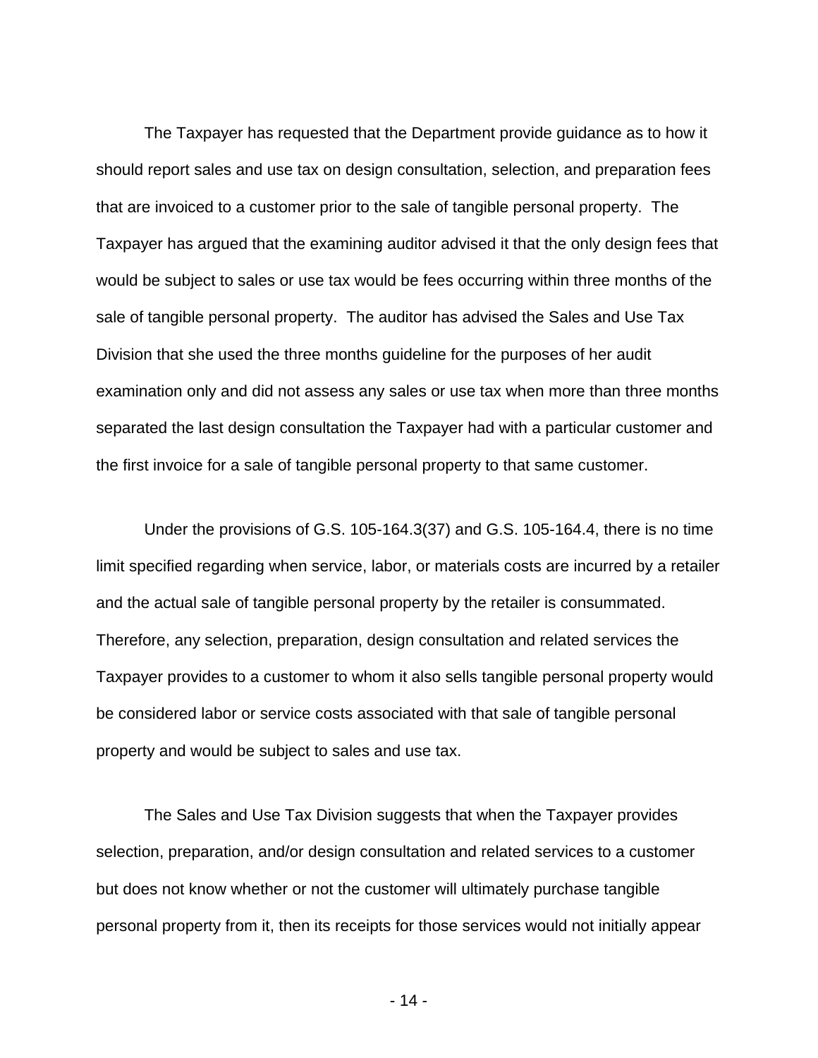The Taxpayer has requested that the Department provide guidance as to how it should report sales and use tax on design consultation, selection, and preparation fees that are invoiced to a customer prior to the sale of tangible personal property. The Taxpayer has argued that the examining auditor advised it that the only design fees that would be subject to sales or use tax would be fees occurring within three months of the sale of tangible personal property. The auditor has advised the Sales and Use Tax Division that she used the three months guideline for the purposes of her audit examination only and did not assess any sales or use tax when more than three months separated the last design consultation the Taxpayer had with a particular customer and the first invoice for a sale of tangible personal property to that same customer.

Under the provisions of G.S. 105-164.3(37) and G.S. 105-164.4, there is no time limit specified regarding when service, labor, or materials costs are incurred by a retailer and the actual sale of tangible personal property by the retailer is consummated. Therefore, any selection, preparation, design consultation and related services the Taxpayer provides to a customer to whom it also sells tangible personal property would be considered labor or service costs associated with that sale of tangible personal property and would be subject to sales and use tax.

The Sales and Use Tax Division suggests that when the Taxpayer provides selection, preparation, and/or design consultation and related services to a customer but does not know whether or not the customer will ultimately purchase tangible personal property from it, then its receipts for those services would not initially appear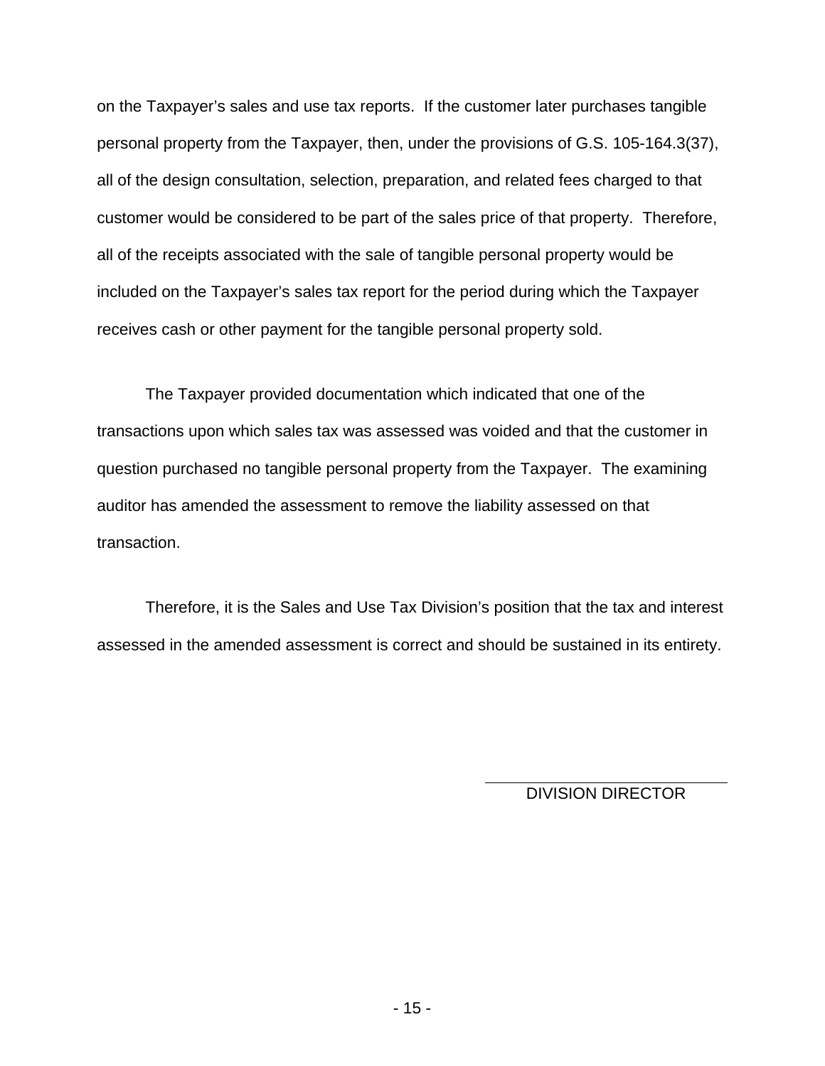on the Taxpayer's sales and use tax reports. If the customer later purchases tangible personal property from the Taxpayer, then, under the provisions of G.S. 105-164.3(37), all of the design consultation, selection, preparation, and related fees charged to that customer would be considered to be part of the sales price of that property. Therefore, all of the receipts associated with the sale of tangible personal property would be included on the Taxpayer's sales tax report for the period during which the Taxpayer receives cash or other payment for the tangible personal property sold.

The Taxpayer provided documentation which indicated that one of the transactions upon which sales tax was assessed was voided and that the customer in question purchased no tangible personal property from the Taxpayer. The examining auditor has amended the assessment to remove the liability assessed on that transaction.

Therefore, it is the Sales and Use Tax Division's position that the tax and interest assessed in the amended assessment is correct and should be sustained in its entirety.

DIVISION DIRECTOR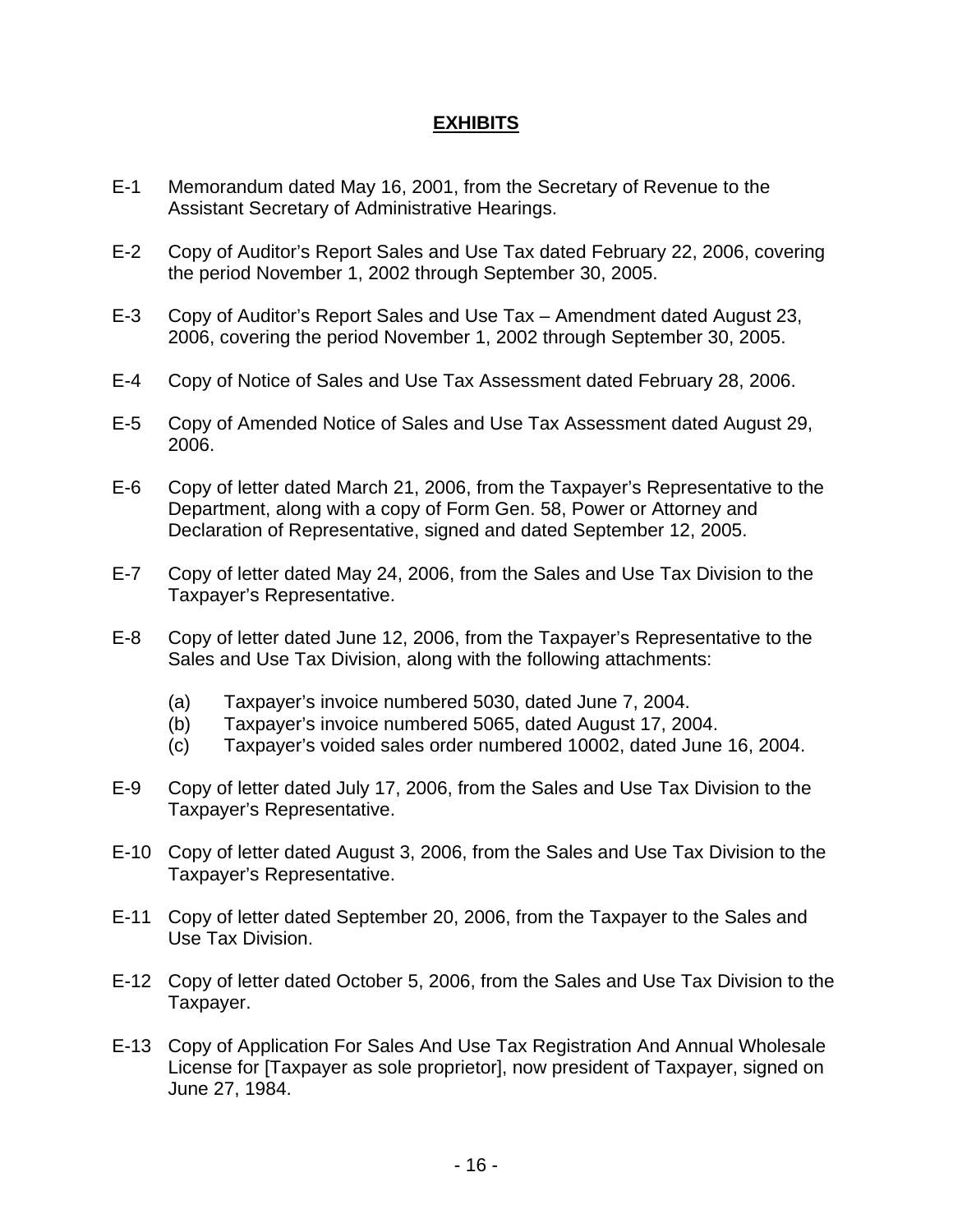## EXHIBITS

E-1 Memorandum dated May 16, 2001, from the Secretary of Revenue to the Assistant Secretary of Administrative Hearings.

E-2 Copy of Auditor's Report Sales and Use Tax dated February 22, 2006, covering the period November 1, 2002 through September 30, 2005.

E-3 Copy of Auditor's Report Sales and Use Tax – Amendment dated August 23, 2006, covering the period November 1, 2002 through September 30, 2005.

E-4 Copy of Notice of Sales and Use Tax Assessment dated February 28, 2006.

E-5 Copy of Amended Notice of Sales and Use Tax Assessment dated August 29, 2006.

E-6 Copy of letter dated March 21, 2006, from the Taxpayer's Representative to the Department, along with a copy of Form Gen. 58, Power or Attorney and Declaration of Representative, signed and dated September 12, 2005.

E-7 Copy of letter dated May 24, 2006, from the Sales and Use Tax Division to the Taxpayer's Representative.

E-8 Copy of letter dated June 12, 2006, from the Taxpayer's Representative to the Sales and Use Tax Division, along with the following attachments:

- (a) Taxpayer's invoice numbered 5030, dated June 7, 2004.
- (b) Taxpayer's invoice numbered 5065, dated August 17, 2004.
- (c) Taxpayer's voided sales order numbered 10002, dated June 16, 2004.

E-9 Copy of letter dated July 17, 2006, from the Sales and Use Tax Division to the Taxpayer's Representative.

E-10 Copy of letter dated August 3, 2006, from the Sales and Use Tax Division to the Taxpayer's Representative.

E-11 Copy of letter dated September 20, 2006, from the Taxpayer to the Sales and Use Tax Division.

E-12 Copy of letter dated October 5, 2006, from the Sales and Use Tax Division to the Taxpayer.

E-13 Copy of Application For Sales And Use Tax Registration And Annual Wholesale License for [Taxpayer as sole proprietor], now president of Taxpayer, signed on June 27, 1984.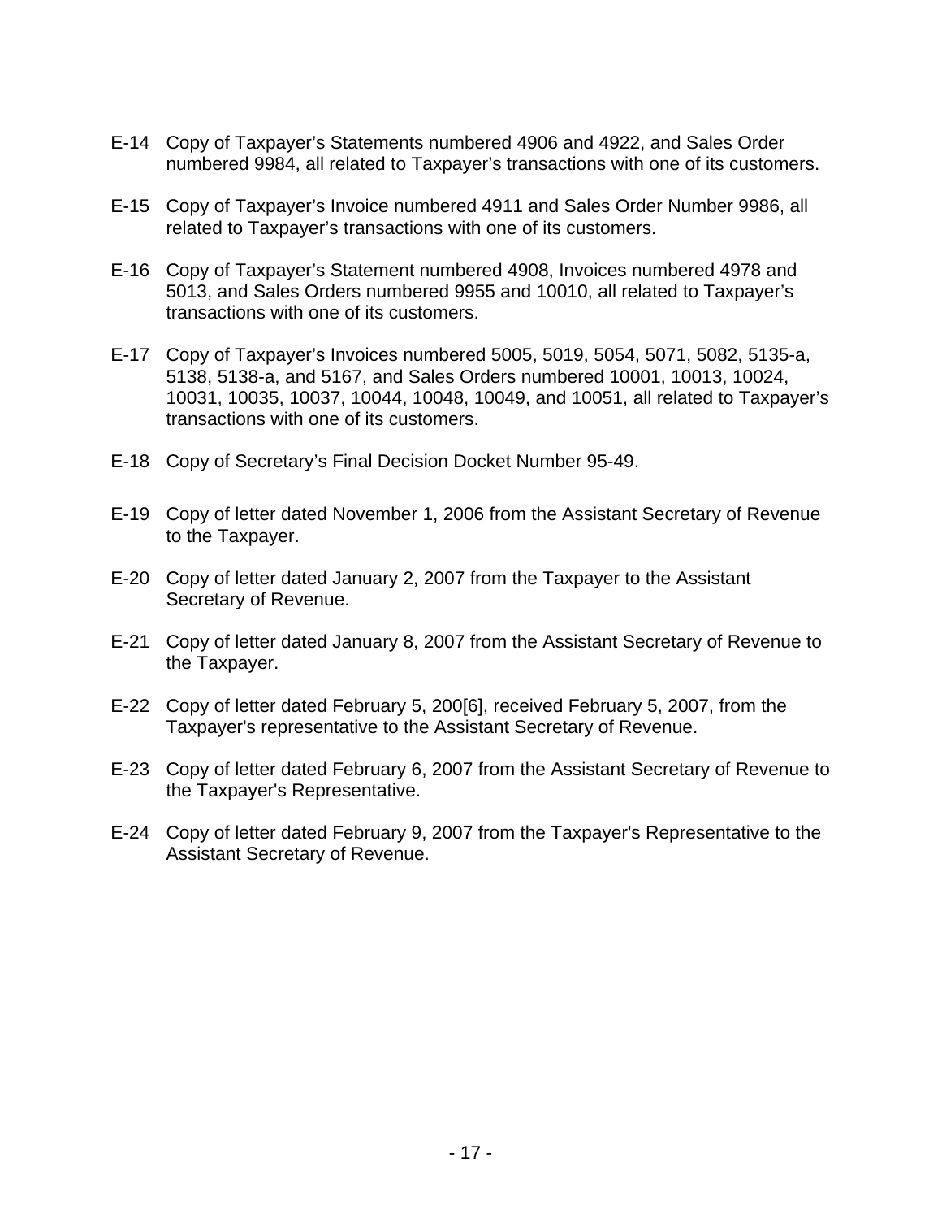E-14 Copy of Taxpayer’s Statements numbered 4906 and 4922, and Sales Order numbered 9984, all related to Taxpayer’s transactions with one of its customers.

E-15 Copy of Taxpayer’s Invoice numbered 4911 and Sales Order Number 9986, all related to Taxpayer’s transactions with one of its customers.

E-16 Copy of Taxpayer’s Statement numbered 4908, Invoices numbered 4978 and 5013, and Sales Orders numbered 9955 and 10010, all related to Taxpayer’s transactions with one of its customers.

E-17 Copy of Taxpayer’s Invoices numbered 5005, 5019, 5054, 5071, 5082, 5135-a, 5138, 5138-a, and 5167, and Sales Orders numbered 10001, 10013, 10024, 10031, 10035, 10037, 10044, 10048, 10049, and 10051, all related to Taxpayer’s transactions with one of its customers.

E-18 Copy of Secretary’s Final Decision Docket Number 95-49.

E-19 Copy of letter dated November 1, 2006 from the Assistant Secretary of Revenue to the Taxpayer.

E-20 Copy of letter dated January 2, 2007 from the Taxpayer to the Assistant Secretary of Revenue.

E-21 Copy of letter dated January 8, 2007 from the Assistant Secretary of Revenue to the Taxpayer.

E-22 Copy of letter dated February 5, 200[6], received February 5, 2007, from the Taxpayer's representative to the Assistant Secretary of Revenue.

E-23 Copy of letter dated February 6, 2007 from the Assistant Secretary of Revenue to the Taxpayer's Representative.

E-24 Copy of letter dated February 9, 2007 from the Taxpayer's Representative to the Assistant Secretary of Revenue.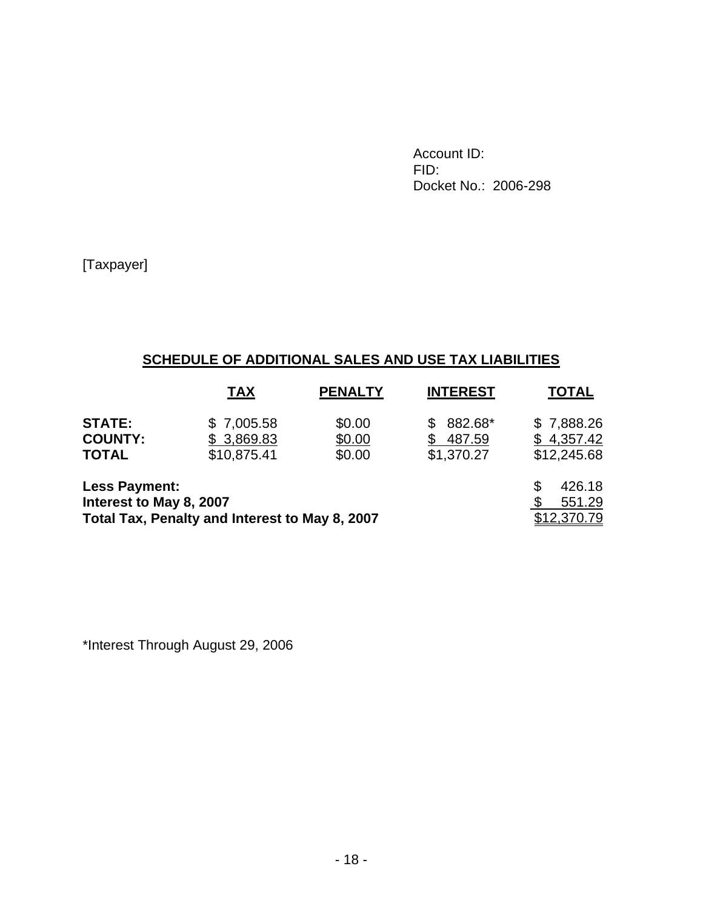Account ID:
FID:
Docket No.: 2006-298

[Taxpayer]

## SCHEDULE OF ADDITIONAL SALES AND USE TAX LIABILITIES

| | TAX | PENALTY | INTEREST | TOTAL |
|---|---|---|---|---|
| **STATE:** | $ 7,005.58 | $0.00 | $ 882.68* | $ 7,888.26 |
| **COUNTY:** | $ 3,869.83 | $0.00 | $ 487.59 | $ 4,357.42 |
| **TOTAL** | $10,875.41 | $0.00 | $1,370.27 | $12,245.68 |
| **Less Payment:** | | | | $ 426.18 |
| **Interest to May 8, 2007** | | | | $ 551.29 |
| **Total Tax, Penalty and Interest to May 8, 2007** | | | | $12,370.79 |

*Interest Through August 29, 2006